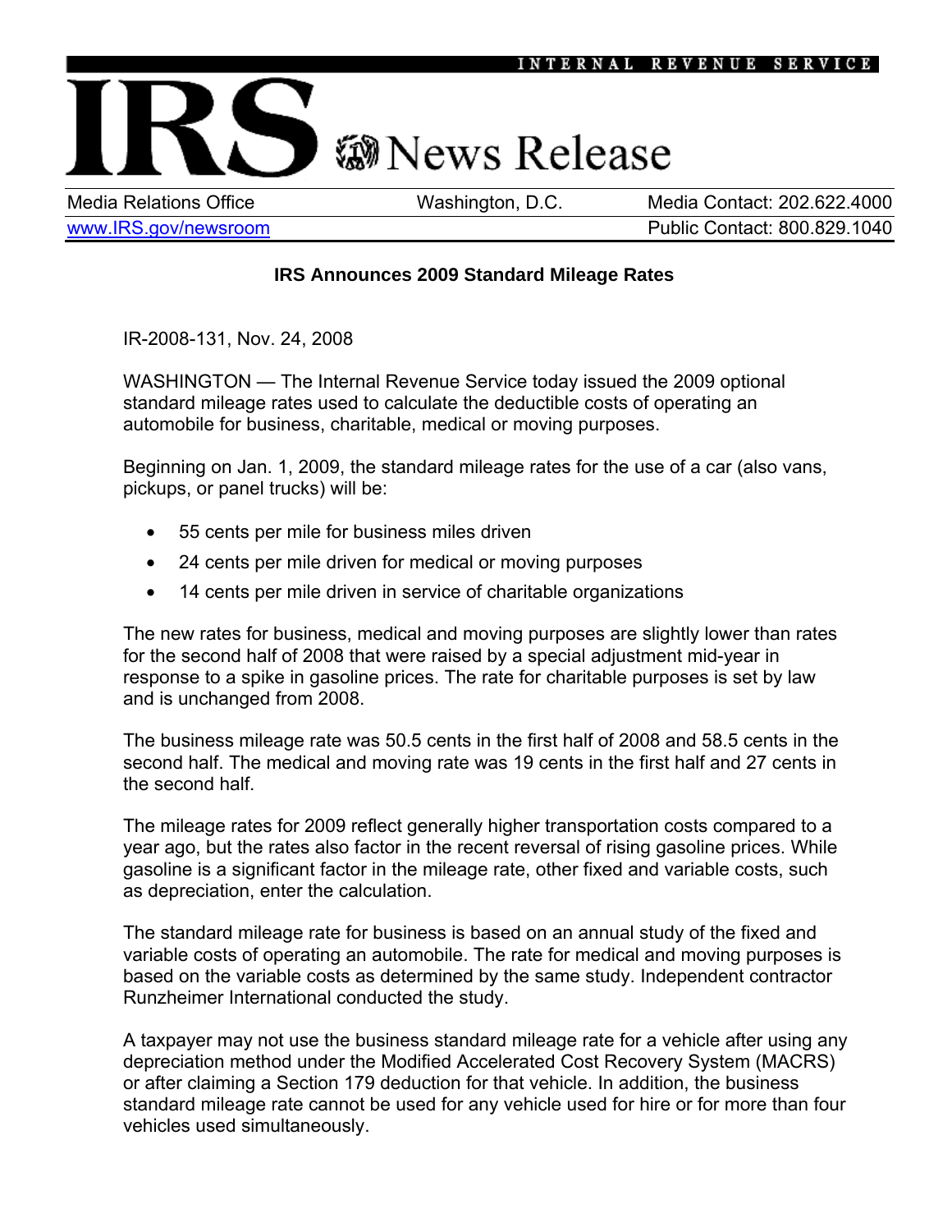INTERNAL REVENUE SERVICE

# IRS News Release

Media Relations Office | Washington, D.C. | Media Contact: 202.622.4000

www.IRS.gov/newsroom | Public Contact: 800.829.1040

**IRS Announces 2009 Standard Mileage Rates**

IR-2008-131, Nov. 24, 2008

WASHINGTON — The Internal Revenue Service today issued the 2009 optional standard mileage rates used to calculate the deductible costs of operating an automobile for business, charitable, medical or moving purposes.

Beginning on Jan. 1, 2009, the standard mileage rates for the use of a car (also vans, pickups, or panel trucks) will be:

- 55 cents per mile for business miles driven
- 24 cents per mile driven for medical or moving purposes
- 14 cents per mile driven in service of charitable organizations

The new rates for business, medical and moving purposes are slightly lower than rates for the second half of 2008 that were raised by a special adjustment mid-year in response to a spike in gasoline prices. The rate for charitable purposes is set by law and is unchanged from 2008.

The business mileage rate was 50.5 cents in the first half of 2008 and 58.5 cents in the second half. The medical and moving rate was 19 cents in the first half and 27 cents in the second half.

The mileage rates for 2009 reflect generally higher transportation costs compared to a year ago, but the rates also factor in the recent reversal of rising gasoline prices. While gasoline is a significant factor in the mileage rate, other fixed and variable costs, such as depreciation, enter the calculation.

The standard mileage rate for business is based on an annual study of the fixed and variable costs of operating an automobile. The rate for medical and moving purposes is based on the variable costs as determined by the same study. Independent contractor Runzheimer International conducted the study.

A taxpayer may not use the business standard mileage rate for a vehicle after using any depreciation method under the Modified Accelerated Cost Recovery System (MACRS) or after claiming a Section 179 deduction for that vehicle. In addition, the business standard mileage rate cannot be used for any vehicle used for hire or for more than four vehicles used simultaneously.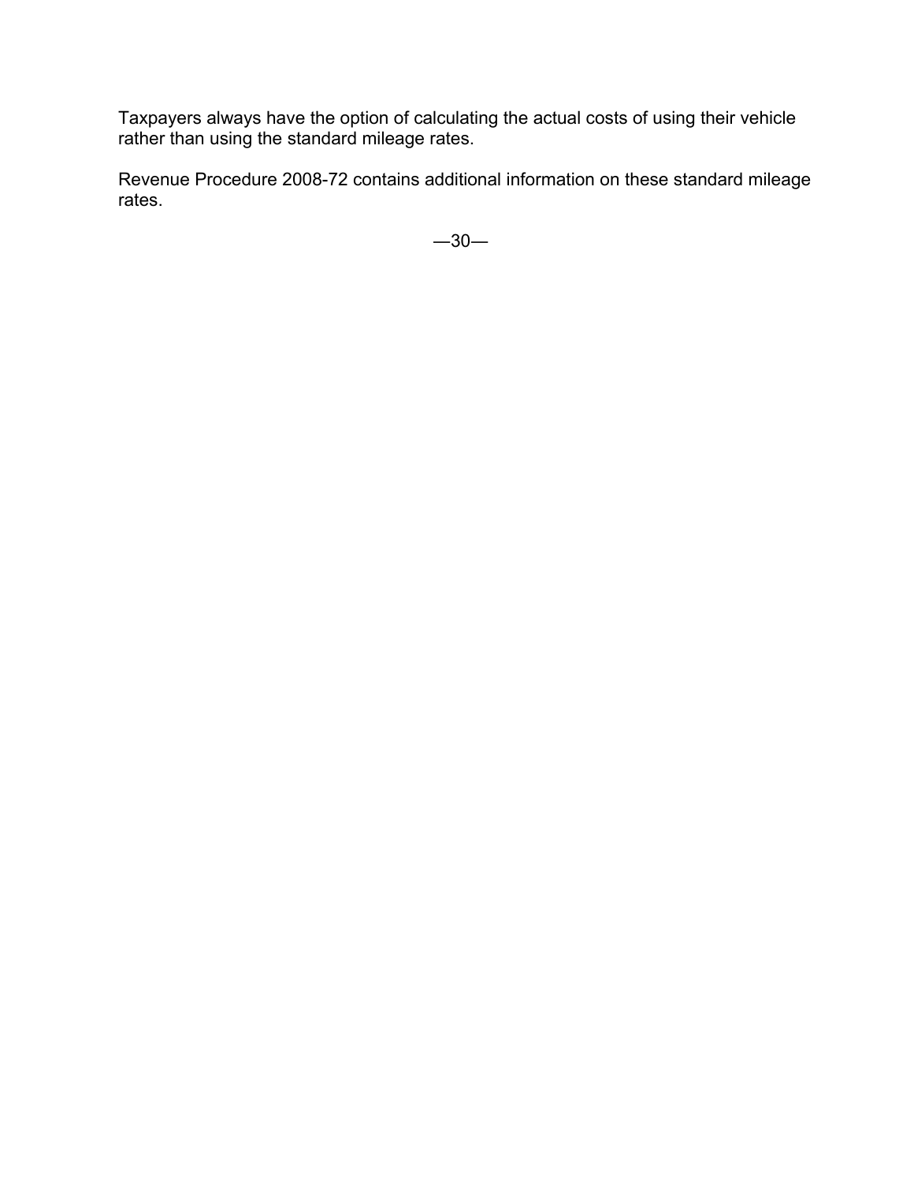Taxpayers always have the option of calculating the actual costs of using their vehicle rather than using the standard mileage rates.

Revenue Procedure 2008-72 contains additional information on these standard mileage rates.

—30—